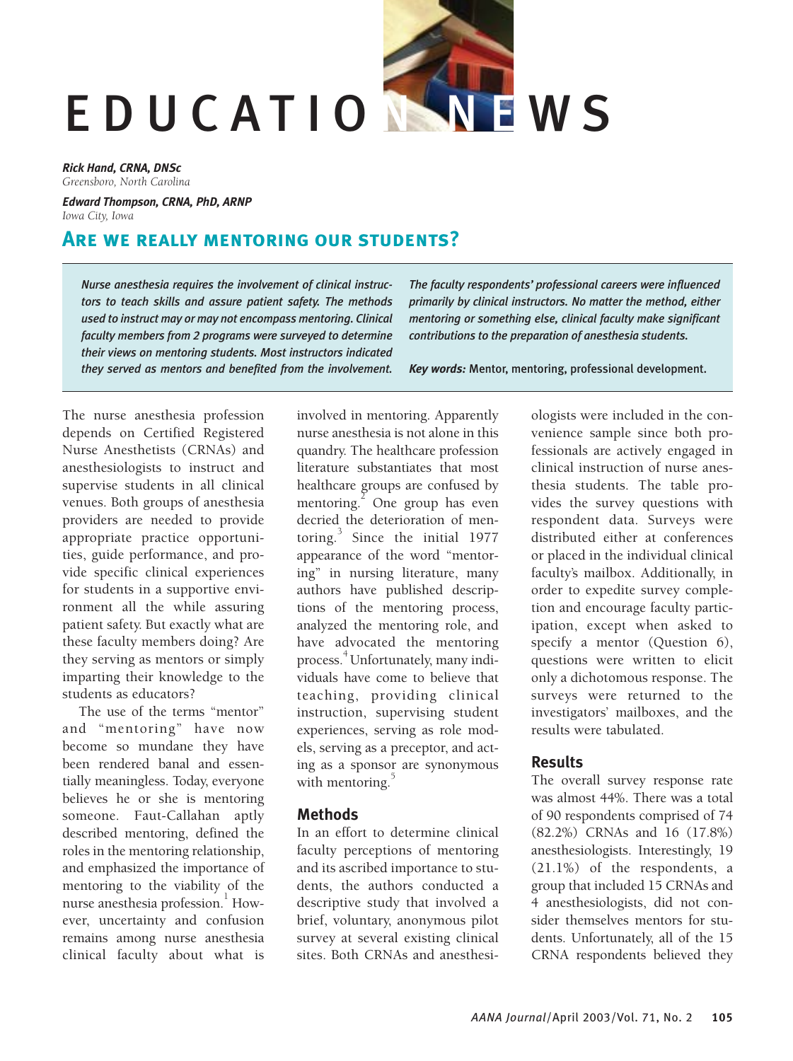# EDUCATION NEWS

***Rick Hand, CRNA, DNSc***
*Greensboro, North Carolina*

***Edward Thompson, CRNA, PhD, ARNP***
*Iowa City, Iowa*

## ARE WE REALLY MENTORING OUR STUDENTS?

*Nurse anesthesia requires the involvement of clinical instructors to teach skills and assure patient safety. The methods used to instruct may or may not encompass mentoring. Clinical faculty members from 2 programs were surveyed to determine their views on mentoring students. Most instructors indicated they served as mentors and benefited from the involvement. The faculty respondents' professional careers were influenced primarily by clinical instructors. No matter the method, either mentoring or something else, clinical faculty make significant contributions to the preparation of anesthesia students.*

***Key words:*** Mentor, mentoring, professional development.

The nurse anesthesia profession depends on Certified Registered Nurse Anesthetists (CRNAs) and anesthesiologists to instruct and supervise students in all clinical venues. Both groups of anesthesia providers are needed to provide appropriate practice opportunities, guide performance, and provide specific clinical experiences for students in a supportive environment all the while assuring patient safety. But exactly what are these faculty members doing? Are they serving as mentors or simply imparting their knowledge to the students as educators?

The use of the terms "mentor" and "mentoring" have now become so mundane they have been rendered banal and essentially meaningless. Today, everyone believes he or she is mentoring someone. Faut-Callahan aptly described mentoring, defined the roles in the mentoring relationship, and emphasized the importance of mentoring to the viability of the nurse anesthesia profession.[1] However, uncertainty and confusion remains among nurse anesthesia clinical faculty about what is involved in mentoring. Apparently nurse anesthesia is not alone in this quandry. The healthcare profession literature substantiates that most healthcare groups are confused by mentoring.[2] One group has even decried the deterioration of mentoring.[3] Since the initial 1977 appearance of the word "mentoring" in nursing literature, many authors have published descriptions of the mentoring process, analyzed the mentoring role, and have advocated the mentoring process.[4] Unfortunately, many individuals have come to believe that teaching, providing clinical instruction, supervising student experiences, serving as role models, serving as a preceptor, and acting as a sponsor are synonymous with mentoring.[5]

### Methods

In an effort to determine clinical faculty perceptions of mentoring and its ascribed importance to students, the authors conducted a descriptive study that involved a brief, voluntary, anonymous pilot survey at several existing clinical sites. Both CRNAs and anesthesiologists were included in the convenience sample since both professionals are actively engaged in clinical instruction of nurse anesthesia students. The table provides the survey questions with respondent data. Surveys were distributed either at conferences or placed in the individual clinical faculty's mailbox. Additionally, in order to expedite survey completion and encourage faculty participation, except when asked to specify a mentor (Question 6), questions were written to elicit only a dichotomous response. The surveys were returned to the investigators' mailboxes, and the results were tabulated.

### Results

The overall survey response rate was almost 44%. There was a total of 90 respondents comprised of 74 (82.2%) CRNAs and 16 (17.8%) anesthesiologists. Interestingly, 19 (21.1%) of the respondents, a group that included 15 CRNAs and 4 anesthesiologists, did not consider themselves mentors for students. Unfortunately, all of the 15 CRNA respondents believed they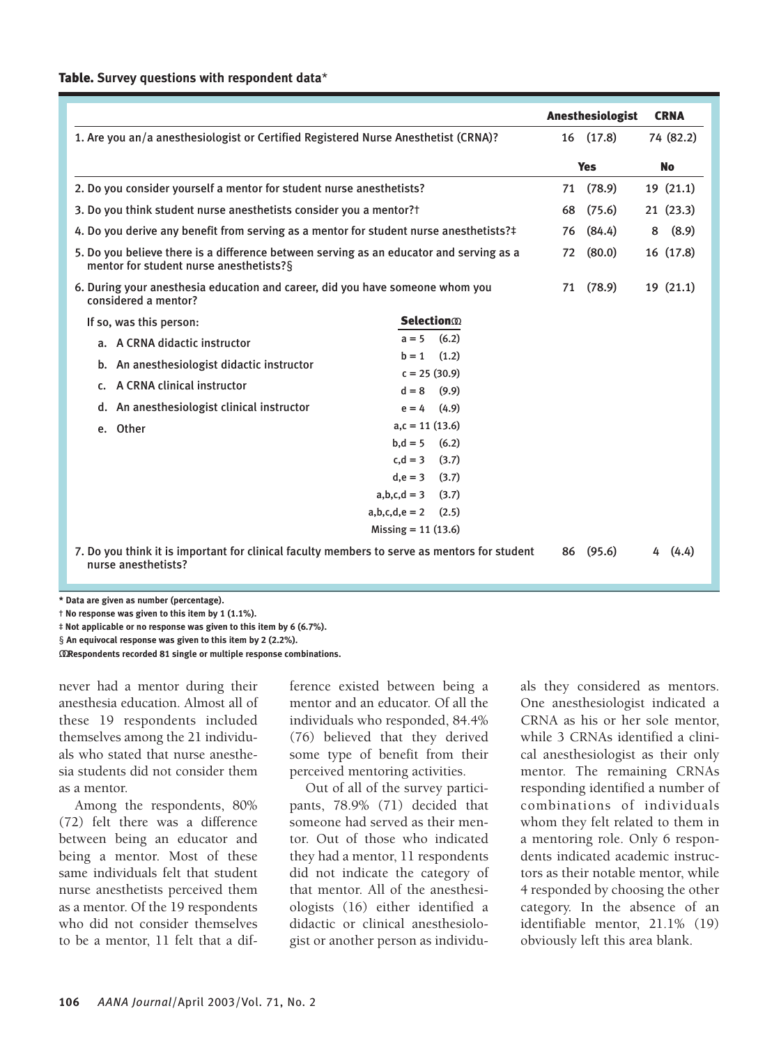**Table. Survey questions with respondent data***

| | | Anesthesiologist | CRNA |
|---|---|---|---|
| 1. Are you an/a anesthesiologist or Certified Registered Nurse Anesthetist (CRNA)? | | 16 (17.8) | 74 (82.2) |
| | | **Yes** | **No** |
| 2. Do you consider yourself a mentor for student nurse anesthetists? | | 71 (78.9) | 19 (21.1) |
| 3. Do you think student nurse anesthetists consider you a mentor?† | | 68 (75.6) | 21 (23.3) |
| 4. Do you derive any benefit from serving as a mentor for student nurse anesthetists?‡ | | 76 (84.4) | 8 (8.9) |
| 5. Do you believe there is a difference between serving as an educator and serving as a mentor for student nurse anesthetists?§ | | 72 (80.0) | 16 (17.8) |
| 6. During your anesthesia education and career, did you have someone whom you considered a mentor? | | 71 (78.9) | 19 (21.1) |
| If so, was this person: | **Selection**Ω | | |
| a. A CRNA didactic instructor | a = 5 (6.2) | | |
| b. An anesthesiologist didactic instructor | b = 1 (1.2) | | |
| c. A CRNA clinical instructor | c = 25 (30.9) | | |
| d. An anesthesiologist clinical instructor | d = 8 (9.9) | | |
| e. Other | e = 4 (4.9) | | |
| | a,c = 11 (13.6) | | |
| | b,d = 5 (6.2) | | |
| | c,d = 3 (3.7) | | |
| | d,e = 3 (3.7) | | |
| | a,b,c,d = 3 (3.7) | | |
| | a,b,c,d,e = 2 (2.5) | | |
| | Missing = 11 (13.6) | | |
| 7. Do you think it is important for clinical faculty members to serve as mentors for student nurse anesthetists? | | 86 (95.6) | 4 (4.4) |

* Data are given as number (percentage).

† No response was given to this item by 1 (1.1%).

‡ Not applicable or no response was given to this item by 6 (6.7%).

§ An equivocal response was given to this item by 2 (2.2%).

Ω Respondents recorded 81 single or multiple response combinations.

never had a mentor during their anesthesia education. Almost all of these 19 respondents included themselves among the 21 individuals who stated that nurse anesthesia students did not consider them as a mentor.

Among the respondents, 80% (72) felt there was a difference between being an educator and being a mentor. Most of these same individuals felt that student nurse anesthetists perceived them as a mentor. Of the 19 respondents who did not consider themselves to be a mentor, 11 felt that a difference existed between being a mentor and an educator. Of all the individuals who responded, 84.4% (76) believed that they derived some type of benefit from their perceived mentoring activities.

Out of all of the survey participants, 78.9% (71) decided that someone had served as their mentor. Out of those who indicated they had a mentor, 11 respondents did not indicate the category of that mentor. All of the anesthesiologists (16) either identified a didactic or clinical anesthesiologist or another person as individuals they considered as mentors. One anesthesiologist indicated a CRNA as his or her sole mentor, while 3 CRNAs identified a clinical anesthesiologist as their only mentor. The remaining CRNAs responding identified a number of combinations of individuals whom they felt related to them in a mentoring role. Only 6 respondents indicated academic instructors as their notable mentor, while 4 responded by choosing the other category. In the absence of an identifiable mentor, 21.1% (19) obviously left this area blank.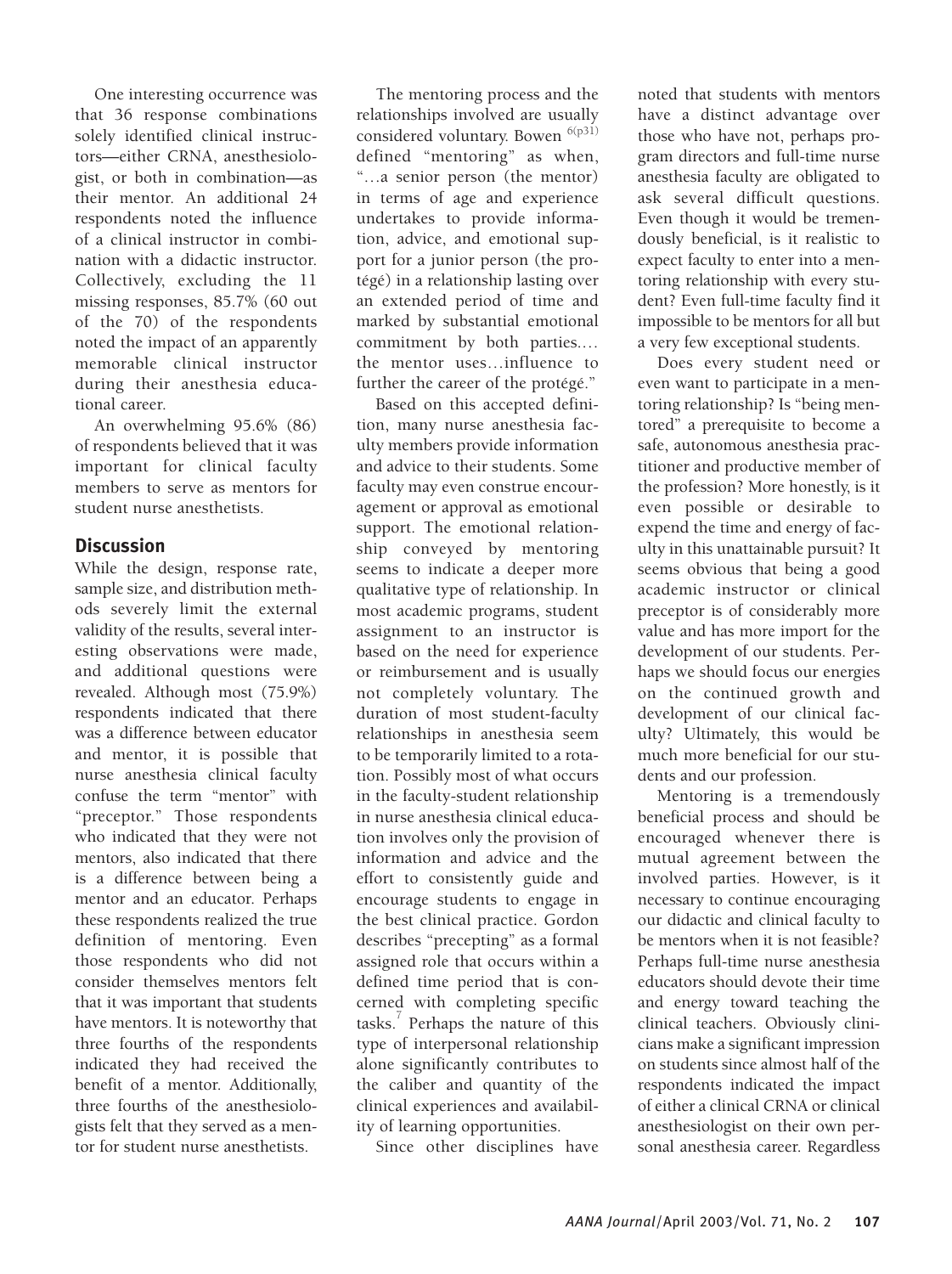One interesting occurrence was that 36 response combinations solely identified clinical instructors—either CRNA, anesthesiologist, or both in combination—as their mentor. An additional 24 respondents noted the influence of a clinical instructor in combination with a didactic instructor. Collectively, excluding the 11 missing responses, 85.7% (60 out of the 70) of the respondents noted the impact of an apparently memorable clinical instructor during their anesthesia educational career.

An overwhelming 95.6% (86) of respondents believed that it was important for clinical faculty members to serve as mentors for student nurse anesthetists.

## Discussion

While the design, response rate, sample size, and distribution methods severely limit the external validity of the results, several interesting observations were made, and additional questions were revealed. Although most (75.9%) respondents indicated that there was a difference between educator and mentor, it is possible that nurse anesthesia clinical faculty confuse the term "mentor" with "preceptor." Those respondents who indicated that they were not mentors, also indicated that there is a difference between being a mentor and an educator. Perhaps these respondents realized the true definition of mentoring. Even those respondents who did not consider themselves mentors felt that it was important that students have mentors. It is noteworthy that three fourths of the respondents indicated they had received the benefit of a mentor. Additionally, three fourths of the anesthesiologists felt that they served as a mentor for student nurse anesthetists.

The mentoring process and the relationships involved are usually considered voluntary. Bowen [6(p31)] defined "mentoring" as when, "…a senior person (the mentor) in terms of age and experience undertakes to provide information, advice, and emotional support for a junior person (the protégé) in a relationship lasting over an extended period of time and marked by substantial emotional commitment by both parties.… the mentor uses…influence to further the career of the protégé."

Based on this accepted definition, many nurse anesthesia faculty members provide information and advice to their students. Some faculty may even construe encouragement or approval as emotional support. The emotional relationship conveyed by mentoring seems to indicate a deeper more qualitative type of relationship. In most academic programs, student assignment to an instructor is based on the need for experience or reimbursement and is usually not completely voluntary. The duration of most student-faculty relationships in anesthesia seem to be temporarily limited to a rotation. Possibly most of what occurs in the faculty-student relationship in nurse anesthesia clinical education involves only the provision of information and advice and the effort to consistently guide and encourage students to engage in the best clinical practice. Gordon describes "precepting" as a formal assigned role that occurs within a defined time period that is concerned with completing specific tasks.[7] Perhaps the nature of this type of interpersonal relationship alone significantly contributes to the caliber and quantity of the clinical experiences and availability of learning opportunities.

Since other disciplines have noted that students with mentors have a distinct advantage over those who have not, perhaps program directors and full-time nurse anesthesia faculty are obligated to ask several difficult questions. Even though it would be tremendously beneficial, is it realistic to expect faculty to enter into a mentoring relationship with every student? Even full-time faculty find it impossible to be mentors for all but a very few exceptional students.

Does every student need or even want to participate in a mentoring relationship? Is "being mentored" a prerequisite to become a safe, autonomous anesthesia practitioner and productive member of the profession? More honestly, is it even possible or desirable to expend the time and energy of faculty in this unattainable pursuit? It seems obvious that being a good academic instructor or clinical preceptor is of considerably more value and has more import for the development of our students. Perhaps we should focus our energies on the continued growth and development of our clinical faculty? Ultimately, this would be much more beneficial for our students and our profession.

Mentoring is a tremendously beneficial process and should be encouraged whenever there is mutual agreement between the involved parties. However, is it necessary to continue encouraging our didactic and clinical faculty to be mentors when it is not feasible? Perhaps full-time nurse anesthesia educators should devote their time and energy toward teaching the clinical teachers. Obviously clinicians make a significant impression on students since almost half of the respondents indicated the impact of either a clinical CRNA or clinical anesthesiologist on their own personal anesthesia career. Regardless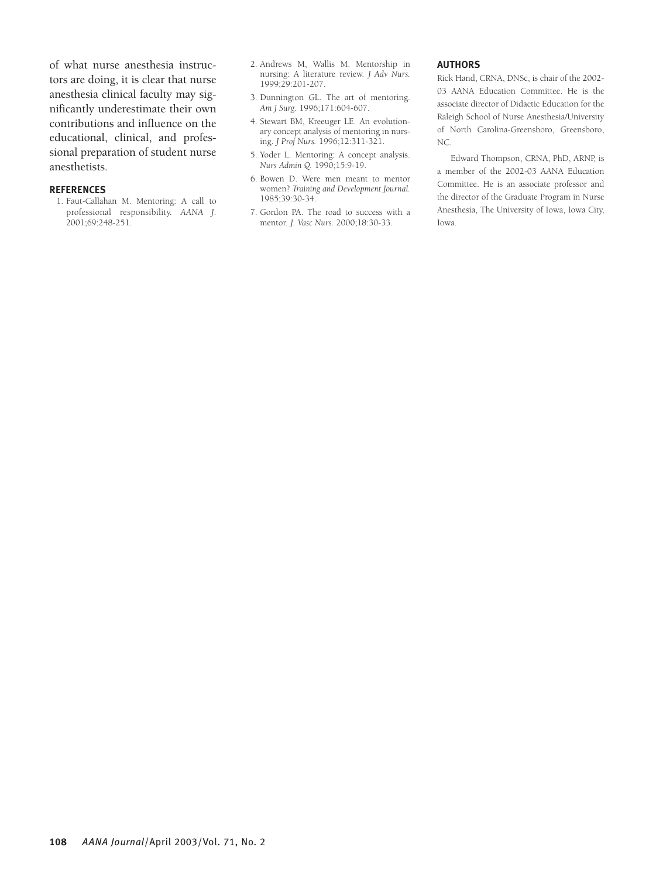of what nurse anesthesia instructors are doing, it is clear that nurse anesthesia clinical faculty may significantly underestimate their own contributions and influence on the educational, clinical, and professional preparation of student nurse anesthetists.

## REFERENCES

1. Faut-Callahan M. Mentoring: A call to professional responsibility. *AANA J.* 2001;69:248-251.
2. Andrews M, Wallis M. Mentorship in nursing: A literature review. *J Adv Nurs.* 1999;29:201-207.
3. Dunnington GL. The art of mentoring. *Am J Surg.* 1996;171:604-607.
4. Stewart BM, Kreeuger LE. An evolutionary concept analysis of mentoring in nursing. *J Prof Nurs.* 1996;12:311-321.
5. Yoder L. Mentoring: A concept analysis. *Nurs Admin Q.* 1990;15:9-19.
6. Bowen D. Were men meant to mentor women? *Training and Development Journal.* 1985;39:30-34.
7. Gordon PA. The road to success with a mentor. *J. Vasc Nurs.* 2000;18:30-33.

## AUTHORS

Rick Hand, CRNA, DNSc, is chair of the 2002-03 AANA Education Committee. He is the associate director of Didactic Education for the Raleigh School of Nurse Anesthesia/University of North Carolina-Greensboro, Greensboro, NC.

Edward Thompson, CRNA, PhD, ARNP, is a member of the 2002-03 AANA Education Committee. He is an associate professor and the director of the Graduate Program in Nurse Anesthesia, The University of Iowa, Iowa City, Iowa.